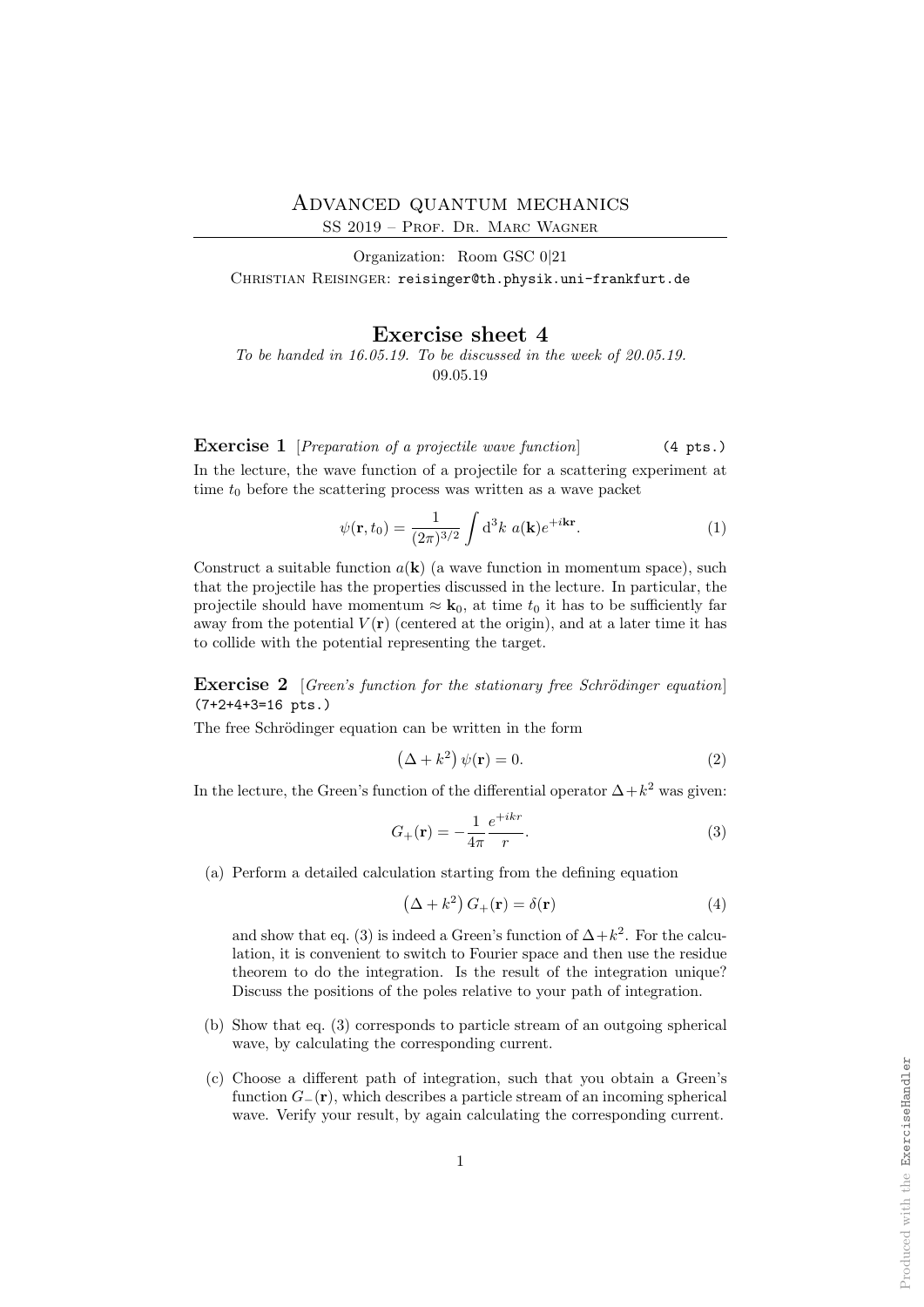# Advanced quantum mechanics

SS 2019 – Prof. Dr. Marc Wagner

Organization: Room GSC 0|21

Christian Reisinger: reisinger@th.physik.uni-frankfurt.de

## Exercise sheet 4

*To be handed in 16.05.19. To be discussed in the week of 20.05.19.*

09.05.19

**Exercise 1** [*Preparation of a projectile wave function*] (4 pts.)

In the lecture, the wave function of a projectile for a scattering experiment at time $t_0$ before the scattering process was written as a wave packet

$$\psi(\mathbf{r}, t_0) = \frac{1}{(2\pi)^{3/2}} \int \mathrm{d}^3k \; a(\mathbf{k}) e^{+i\mathbf{kr}}. \tag{1}$$

Construct a suitable function $a(\mathbf{k})$ (a wave function in momentum space), such that the projectile has the properties discussed in the lecture. In particular, the projectile should have momentum $\approx \mathbf{k}_0$, at time $t_0$ it has to be sufficiently far away from the potential $V(\mathbf{r})$ (centered at the origin), and at a later time it has to collide with the potential representing the target.

**Exercise 2** [*Green's function for the stationary free Schrödinger equation*] (7+2+4+3=16 pts.)

The free Schrödinger equation can be written in the form

$$\left(\Delta + k^2\right) \psi(\mathbf{r}) = 0. \tag{2}$$

In the lecture, the Green's function of the differential operator $\Delta + k^2$ was given:

$$G_+(\mathbf{r}) = -\frac{1}{4\pi} \frac{e^{+ikr}}{r}. \tag{3}$$

(a) Perform a detailed calculation starting from the defining equation

$$\left(\Delta + k^2\right) G_+(\mathbf{r}) = \delta(\mathbf{r}) \tag{4}$$

and show that eq. (3) is indeed a Green's function of $\Delta + k^2$. For the calculation, it is convenient to switch to Fourier space and then use the residue theorem to do the integration. Is the result of the integration unique? Discuss the positions of the poles relative to your path of integration.

(b) Show that eq. (3) corresponds to particle stream of an outgoing spherical wave, by calculating the corresponding current.

(c) Choose a different path of integration, such that you obtain a Green's function $G_-(\mathbf{r})$, which describes a particle stream of an incoming spherical wave. Verify your result, by again calculating the corresponding current.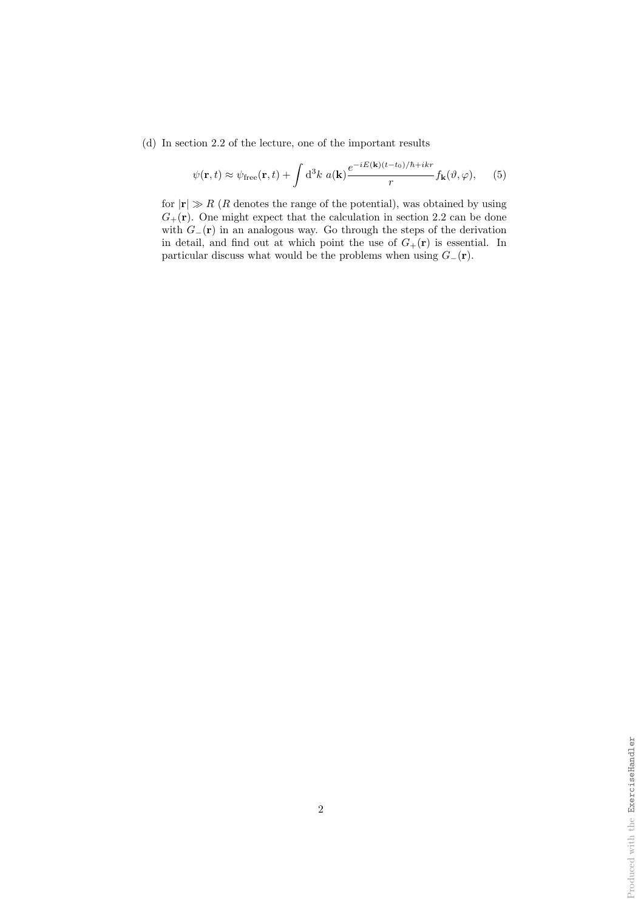(d) In section 2.2 of the lecture, one of the important results

$$\psi(\mathbf{r}, t) \approx \psi_{\text{free}}(\mathbf{r}, t) + \int \mathrm{d}^3k \; a(\mathbf{k}) \frac{e^{-iE(\mathbf{k})(t-t_0)/\hbar + ikr}}{r} f_{\mathbf{k}}(\vartheta, \varphi), \qquad (5)$$

for $|\mathbf{r}| \gg R$ ($R$ denotes the range of the potential), was obtained by using $G_+(\mathbf{r})$. One might expect that the calculation in section 2.2 can be done with $G_-(\mathbf{r})$ in an analogous way. Go through the steps of the derivation in detail, and find out at which point the use of $G_+(\mathbf{r})$ is essential. In particular discuss what would be the problems when using $G_-(\mathbf{r})$.